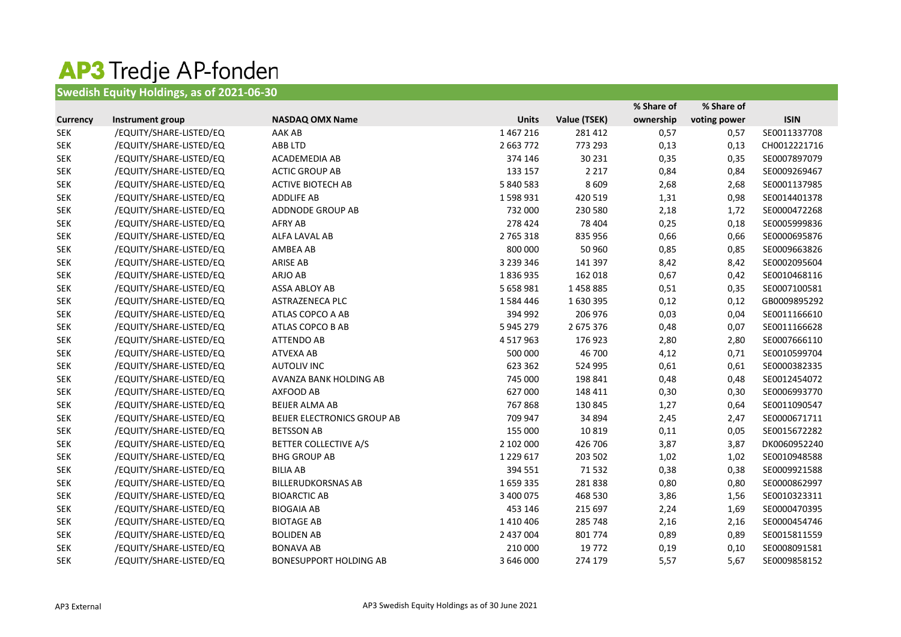# AP3 Tredje AP-fonden

## Swedish Equity Holdings, as of 2021-06-30

| Currency | Instrument group | NASDAQ OMX Name | Units | Value (TSEK) | % Share of ownership | % Share of voting power | ISIN |
|---|---|---|---|---|---|---|---|
| SEK | /EQUITY/SHARE-LISTED/EQ | AAK AB | 1 467 216 | 281 412 | 0,57 | 0,57 | SE0011337708 |
| SEK | /EQUITY/SHARE-LISTED/EQ | ABB LTD | 2 663 772 | 773 293 | 0,13 | 0,13 | CH0012221716 |
| SEK | /EQUITY/SHARE-LISTED/EQ | ACADEMEDIA AB | 374 146 | 30 231 | 0,35 | 0,35 | SE0007897079 |
| SEK | /EQUITY/SHARE-LISTED/EQ | ACTIC GROUP AB | 133 157 | 2 217 | 0,84 | 0,84 | SE0009269467 |
| SEK | /EQUITY/SHARE-LISTED/EQ | ACTIVE BIOTECH AB | 5 840 583 | 8 609 | 2,68 | 2,68 | SE0001137985 |
| SEK | /EQUITY/SHARE-LISTED/EQ | ADDLIFE AB | 1 598 931 | 420 519 | 1,31 | 0,98 | SE0014401378 |
| SEK | /EQUITY/SHARE-LISTED/EQ | ADDNODE GROUP AB | 732 000 | 230 580 | 2,18 | 1,72 | SE0000472268 |
| SEK | /EQUITY/SHARE-LISTED/EQ | AFRY AB | 278 424 | 78 404 | 0,25 | 0,18 | SE0005999836 |
| SEK | /EQUITY/SHARE-LISTED/EQ | ALFA LAVAL AB | 2 765 318 | 835 956 | 0,66 | 0,66 | SE0000695876 |
| SEK | /EQUITY/SHARE-LISTED/EQ | AMBEA AB | 800 000 | 50 960 | 0,85 | 0,85 | SE0009663826 |
| SEK | /EQUITY/SHARE-LISTED/EQ | ARISE AB | 3 239 346 | 141 397 | 8,42 | 8,42 | SE0002095604 |
| SEK | /EQUITY/SHARE-LISTED/EQ | ARJO AB | 1 836 935 | 162 018 | 0,67 | 0,42 | SE0010468116 |
| SEK | /EQUITY/SHARE-LISTED/EQ | ASSA ABLOY AB | 5 658 981 | 1 458 885 | 0,51 | 0,35 | SE0007100581 |
| SEK | /EQUITY/SHARE-LISTED/EQ | ASTRAZENECA PLC | 1 584 446 | 1 630 395 | 0,12 | 0,12 | GB0009895292 |
| SEK | /EQUITY/SHARE-LISTED/EQ | ATLAS COPCO A AB | 394 992 | 206 976 | 0,03 | 0,04 | SE0011166610 |
| SEK | /EQUITY/SHARE-LISTED/EQ | ATLAS COPCO B AB | 5 945 279 | 2 675 376 | 0,48 | 0,07 | SE0011166628 |
| SEK | /EQUITY/SHARE-LISTED/EQ | ATTENDO AB | 4 517 963 | 176 923 | 2,80 | 2,80 | SE0007666110 |
| SEK | /EQUITY/SHARE-LISTED/EQ | ATVEXA AB | 500 000 | 46 700 | 4,12 | 0,71 | SE0010599704 |
| SEK | /EQUITY/SHARE-LISTED/EQ | AUTOLIV INC | 623 362 | 524 995 | 0,61 | 0,61 | SE0000382335 |
| SEK | /EQUITY/SHARE-LISTED/EQ | AVANZA BANK HOLDING AB | 745 000 | 198 841 | 0,48 | 0,48 | SE0012454072 |
| SEK | /EQUITY/SHARE-LISTED/EQ | AXFOOD AB | 627 000 | 148 411 | 0,30 | 0,30 | SE0006993770 |
| SEK | /EQUITY/SHARE-LISTED/EQ | BEIJER ALMA AB | 767 868 | 130 845 | 1,27 | 0,64 | SE0011090547 |
| SEK | /EQUITY/SHARE-LISTED/EQ | BEIJER ELECTRONICS GROUP AB | 709 947 | 34 894 | 2,45 | 2,47 | SE0000671711 |
| SEK | /EQUITY/SHARE-LISTED/EQ | BETSSON AB | 155 000 | 10 819 | 0,11 | 0,05 | SE0015672282 |
| SEK | /EQUITY/SHARE-LISTED/EQ | BETTER COLLECTIVE A/S | 2 102 000 | 426 706 | 3,87 | 3,87 | DK0060952240 |
| SEK | /EQUITY/SHARE-LISTED/EQ | BHG GROUP AB | 1 229 617 | 203 502 | 1,02 | 1,02 | SE0010948588 |
| SEK | /EQUITY/SHARE-LISTED/EQ | BILIA AB | 394 551 | 71 532 | 0,38 | 0,38 | SE0009921588 |
| SEK | /EQUITY/SHARE-LISTED/EQ | BILLERUDKORSNAS AB | 1 659 335 | 281 838 | 0,80 | 0,80 | SE0000862997 |
| SEK | /EQUITY/SHARE-LISTED/EQ | BIOARCTIC AB | 3 400 075 | 468 530 | 3,86 | 1,56 | SE0010323311 |
| SEK | /EQUITY/SHARE-LISTED/EQ | BIOGAIA AB | 453 146 | 215 697 | 2,24 | 1,69 | SE0000470395 |
| SEK | /EQUITY/SHARE-LISTED/EQ | BIOTAGE AB | 1 410 406 | 285 748 | 2,16 | 2,16 | SE0000454746 |
| SEK | /EQUITY/SHARE-LISTED/EQ | BOLIDEN AB | 2 437 004 | 801 774 | 0,89 | 0,89 | SE0015811559 |
| SEK | /EQUITY/SHARE-LISTED/EQ | BONAVA AB | 210 000 | 19 772 | 0,19 | 0,10 | SE0008091581 |
| SEK | /EQUITY/SHARE-LISTED/EQ | BONESUPPORT HOLDING AB | 3 646 000 | 274 179 | 5,57 | 5,67 | SE0009858152 |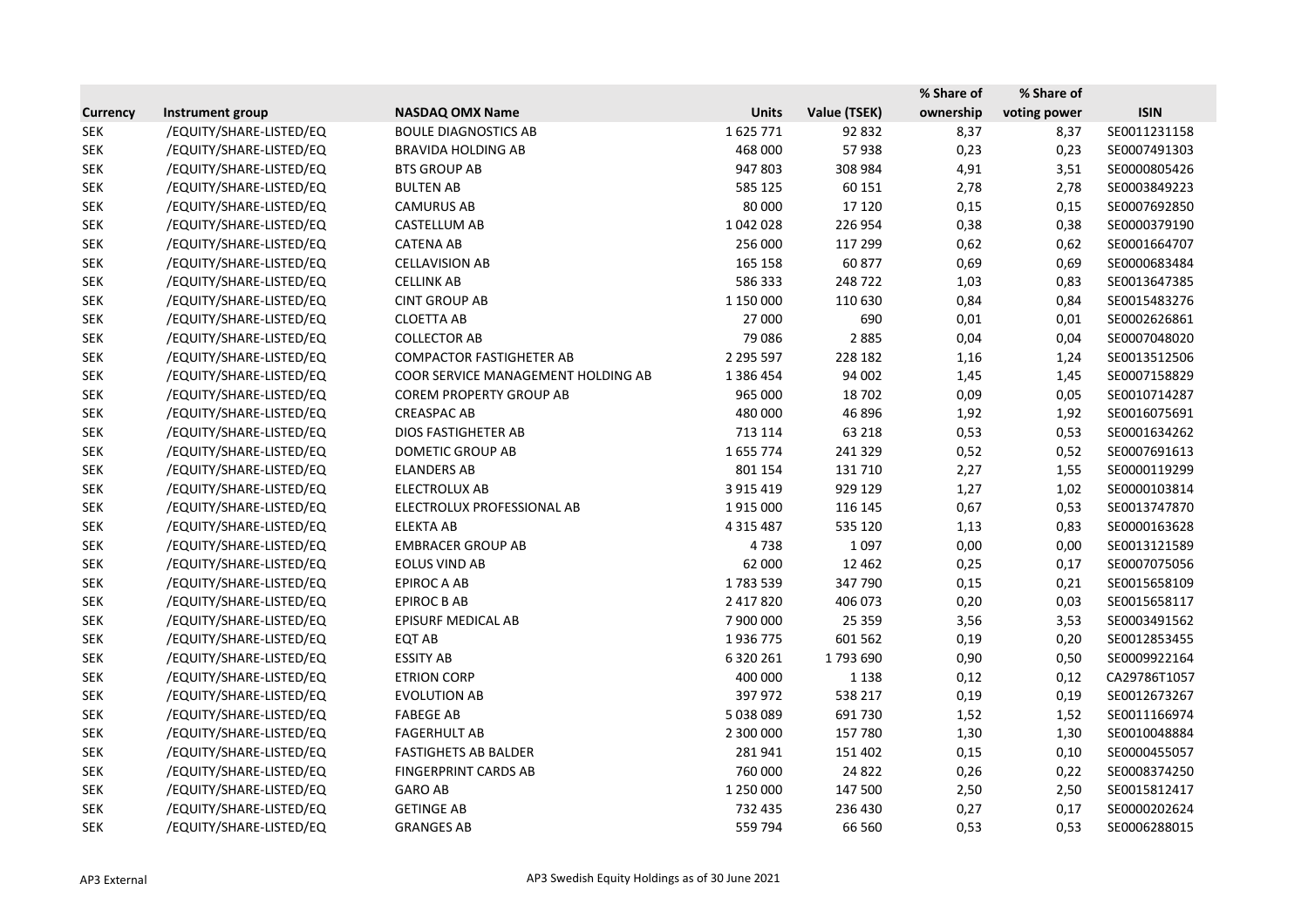| Currency | Instrument group | NASDAQ OMX Name | Units | Value (TSEK) | % Share of ownership | % Share of voting power | ISIN |
|---|---|---|---|---|---|---|---|
| SEK | /EQUITY/SHARE-LISTED/EQ | BOULE DIAGNOSTICS AB | 1 625 771 | 92 832 | 8,37 | 8,37 | SE0011231158 |
| SEK | /EQUITY/SHARE-LISTED/EQ | BRAVIDA HOLDING AB | 468 000 | 57 938 | 0,23 | 0,23 | SE0007491303 |
| SEK | /EQUITY/SHARE-LISTED/EQ | BTS GROUP AB | 947 803 | 308 984 | 4,91 | 3,51 | SE0000805426 |
| SEK | /EQUITY/SHARE-LISTED/EQ | BULTEN AB | 585 125 | 60 151 | 2,78 | 2,78 | SE0003849223 |
| SEK | /EQUITY/SHARE-LISTED/EQ | CAMURUS AB | 80 000 | 17 120 | 0,15 | 0,15 | SE0007692850 |
| SEK | /EQUITY/SHARE-LISTED/EQ | CASTELLUM AB | 1 042 028 | 226 954 | 0,38 | 0,38 | SE0000379190 |
| SEK | /EQUITY/SHARE-LISTED/EQ | CATENA AB | 256 000 | 117 299 | 0,62 | 0,62 | SE0001664707 |
| SEK | /EQUITY/SHARE-LISTED/EQ | CELLAVISION AB | 165 158 | 60 877 | 0,69 | 0,69 | SE0000683484 |
| SEK | /EQUITY/SHARE-LISTED/EQ | CELLINK AB | 586 333 | 248 722 | 1,03 | 0,83 | SE0013647385 |
| SEK | /EQUITY/SHARE-LISTED/EQ | CINT GROUP AB | 1 150 000 | 110 630 | 0,84 | 0,84 | SE0015483276 |
| SEK | /EQUITY/SHARE-LISTED/EQ | CLOETTA AB | 27 000 | 690 | 0,01 | 0,01 | SE0002626861 |
| SEK | /EQUITY/SHARE-LISTED/EQ | COLLECTOR AB | 79 086 | 2 885 | 0,04 | 0,04 | SE0007048020 |
| SEK | /EQUITY/SHARE-LISTED/EQ | COMPACTOR FASTIGHETER AB | 2 295 597 | 228 182 | 1,16 | 1,24 | SE0013512506 |
| SEK | /EQUITY/SHARE-LISTED/EQ | COOR SERVICE MANAGEMENT HOLDING AB | 1 386 454 | 94 002 | 1,45 | 1,45 | SE0007158829 |
| SEK | /EQUITY/SHARE-LISTED/EQ | COREM PROPERTY GROUP AB | 965 000 | 18 702 | 0,09 | 0,05 | SE0010714287 |
| SEK | /EQUITY/SHARE-LISTED/EQ | CREASPAC AB | 480 000 | 46 896 | 1,92 | 1,92 | SE0016075691 |
| SEK | /EQUITY/SHARE-LISTED/EQ | DIOS FASTIGHETER AB | 713 114 | 63 218 | 0,53 | 0,53 | SE0001634262 |
| SEK | /EQUITY/SHARE-LISTED/EQ | DOMETIC GROUP AB | 1 655 774 | 241 329 | 0,52 | 0,52 | SE0007691613 |
| SEK | /EQUITY/SHARE-LISTED/EQ | ELANDERS AB | 801 154 | 131 710 | 2,27 | 1,55 | SE0000119299 |
| SEK | /EQUITY/SHARE-LISTED/EQ | ELECTROLUX AB | 3 915 419 | 929 129 | 1,27 | 1,02 | SE0000103814 |
| SEK | /EQUITY/SHARE-LISTED/EQ | ELECTROLUX PROFESSIONAL AB | 1 915 000 | 116 145 | 0,67 | 0,53 | SE0013747870 |
| SEK | /EQUITY/SHARE-LISTED/EQ | ELEKTA AB | 4 315 487 | 535 120 | 1,13 | 0,83 | SE0000163628 |
| SEK | /EQUITY/SHARE-LISTED/EQ | EMBRACER GROUP AB | 4 738 | 1 097 | 0,00 | 0,00 | SE0013121589 |
| SEK | /EQUITY/SHARE-LISTED/EQ | EOLUS VIND AB | 62 000 | 12 462 | 0,25 | 0,17 | SE0007075056 |
| SEK | /EQUITY/SHARE-LISTED/EQ | EPIROC A AB | 1 783 539 | 347 790 | 0,15 | 0,21 | SE0015658109 |
| SEK | /EQUITY/SHARE-LISTED/EQ | EPIROC B AB | 2 417 820 | 406 073 | 0,20 | 0,03 | SE0015658117 |
| SEK | /EQUITY/SHARE-LISTED/EQ | EPISURF MEDICAL AB | 7 900 000 | 25 359 | 3,56 | 3,53 | SE0003491562 |
| SEK | /EQUITY/SHARE-LISTED/EQ | EQT AB | 1 936 775 | 601 562 | 0,19 | 0,20 | SE0012853455 |
| SEK | /EQUITY/SHARE-LISTED/EQ | ESSITY AB | 6 320 261 | 1 793 690 | 0,90 | 0,50 | SE0009922164 |
| SEK | /EQUITY/SHARE-LISTED/EQ | ETRION CORP | 400 000 | 1 138 | 0,12 | 0,12 | CA29786T1057 |
| SEK | /EQUITY/SHARE-LISTED/EQ | EVOLUTION AB | 397 972 | 538 217 | 0,19 | 0,19 | SE0012673267 |
| SEK | /EQUITY/SHARE-LISTED/EQ | FABEGE AB | 5 038 089 | 691 730 | 1,52 | 1,52 | SE0011166974 |
| SEK | /EQUITY/SHARE-LISTED/EQ | FAGERHULT AB | 2 300 000 | 157 780 | 1,30 | 1,30 | SE0010048884 |
| SEK | /EQUITY/SHARE-LISTED/EQ | FASTIGHETS AB BALDER | 281 941 | 151 402 | 0,15 | 0,10 | SE0000455057 |
| SEK | /EQUITY/SHARE-LISTED/EQ | FINGERPRINT CARDS AB | 760 000 | 24 822 | 0,26 | 0,22 | SE0008374250 |
| SEK | /EQUITY/SHARE-LISTED/EQ | GARO AB | 1 250 000 | 147 500 | 2,50 | 2,50 | SE0015812417 |
| SEK | /EQUITY/SHARE-LISTED/EQ | GETINGE AB | 732 435 | 236 430 | 0,27 | 0,17 | SE0000202624 |
| SEK | /EQUITY/SHARE-LISTED/EQ | GRANGES AB | 559 794 | 66 560 | 0,53 | 0,53 | SE0006288015 |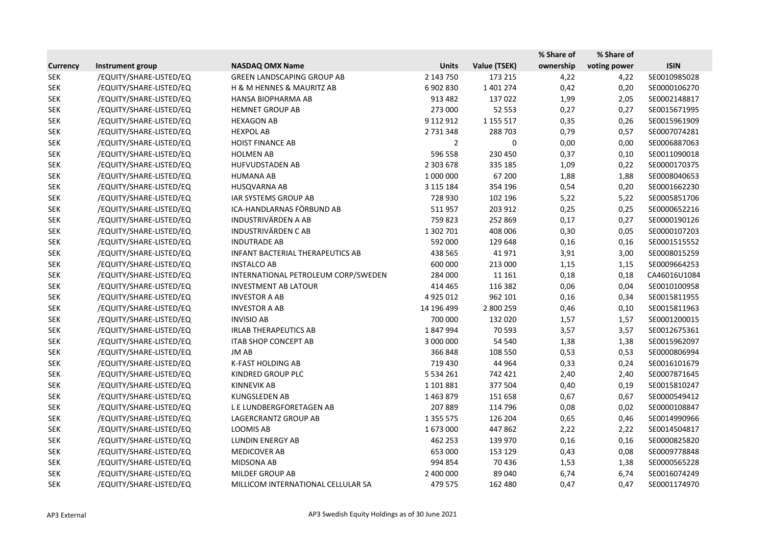| Currency | Instrument group | NASDAQ OMX Name | Units | Value (TSEK) | % Share of ownership | % Share of voting power | ISIN |
|---|---|---|---|---|---|---|---|
| SEK | /EQUITY/SHARE-LISTED/EQ | GREEN LANDSCAPING GROUP AB | 2 143 750 | 173 215 | 4,22 | 4,22 | SE0010985028 |
| SEK | /EQUITY/SHARE-LISTED/EQ | H & M HENNES & MAURITZ AB | 6 902 830 | 1 401 274 | 0,42 | 0,20 | SE0000106270 |
| SEK | /EQUITY/SHARE-LISTED/EQ | HANSA BIOPHARMA AB | 913 482 | 137 022 | 1,99 | 2,05 | SE0002148817 |
| SEK | /EQUITY/SHARE-LISTED/EQ | HEMNET GROUP AB | 273 000 | 52 553 | 0,27 | 0,27 | SE0015671995 |
| SEK | /EQUITY/SHARE-LISTED/EQ | HEXAGON AB | 9 112 912 | 1 155 517 | 0,35 | 0,26 | SE0015961909 |
| SEK | /EQUITY/SHARE-LISTED/EQ | HEXPOL AB | 2 731 348 | 288 703 | 0,79 | 0,57 | SE0007074281 |
| SEK | /EQUITY/SHARE-LISTED/EQ | HOIST FINANCE AB | 2 | 0 | 0,00 | 0,00 | SE0006887063 |
| SEK | /EQUITY/SHARE-LISTED/EQ | HOLMEN AB | 596 558 | 230 450 | 0,37 | 0,10 | SE0011090018 |
| SEK | /EQUITY/SHARE-LISTED/EQ | HUFVUDSTADEN AB | 2 303 678 | 335 185 | 1,09 | 0,22 | SE0000170375 |
| SEK | /EQUITY/SHARE-LISTED/EQ | HUMANA AB | 1 000 000 | 67 200 | 1,88 | 1,88 | SE0008040653 |
| SEK | /EQUITY/SHARE-LISTED/EQ | HUSQVARNA AB | 3 115 184 | 354 196 | 0,54 | 0,20 | SE0001662230 |
| SEK | /EQUITY/SHARE-LISTED/EQ | IAR SYSTEMS GROUP AB | 728 930 | 102 196 | 5,22 | 5,22 | SE0005851706 |
| SEK | /EQUITY/SHARE-LISTED/EQ | ICA-HANDLARNAS FÖRBUND AB | 511 957 | 203 912 | 0,25 | 0,25 | SE0000652216 |
| SEK | /EQUITY/SHARE-LISTED/EQ | INDUSTRIVÄRDEN A AB | 759 823 | 252 869 | 0,17 | 0,27 | SE0000190126 |
| SEK | /EQUITY/SHARE-LISTED/EQ | INDUSTRIVÄRDEN C AB | 1 302 701 | 408 006 | 0,30 | 0,05 | SE0000107203 |
| SEK | /EQUITY/SHARE-LISTED/EQ | INDUTRADE AB | 592 000 | 129 648 | 0,16 | 0,16 | SE0001515552 |
| SEK | /EQUITY/SHARE-LISTED/EQ | INFANT BACTERIAL THERAPEUTICS AB | 438 565 | 41 971 | 3,91 | 3,00 | SE0008015259 |
| SEK | /EQUITY/SHARE-LISTED/EQ | INSTALCO AB | 600 000 | 213 000 | 1,15 | 1,15 | SE0009664253 |
| SEK | /EQUITY/SHARE-LISTED/EQ | INTERNATIONAL PETROLEUM CORP/SWEDEN | 284 000 | 11 161 | 0,18 | 0,18 | CA46016U1084 |
| SEK | /EQUITY/SHARE-LISTED/EQ | INVESTMENT AB LATOUR | 414 465 | 116 382 | 0,06 | 0,04 | SE0010100958 |
| SEK | /EQUITY/SHARE-LISTED/EQ | INVESTOR A AB | 4 925 012 | 962 101 | 0,16 | 0,34 | SE0015811955 |
| SEK | /EQUITY/SHARE-LISTED/EQ | INVESTOR A AB | 14 196 499 | 2 800 259 | 0,46 | 0,10 | SE0015811963 |
| SEK | /EQUITY/SHARE-LISTED/EQ | INVISIO AB | 700 000 | 132 020 | 1,57 | 1,57 | SE0001200015 |
| SEK | /EQUITY/SHARE-LISTED/EQ | IRLAB THERAPEUTICS AB | 1 847 994 | 70 593 | 3,57 | 3,57 | SE0012675361 |
| SEK | /EQUITY/SHARE-LISTED/EQ | ITAB SHOP CONCEPT AB | 3 000 000 | 54 540 | 1,38 | 1,38 | SE0015962097 |
| SEK | /EQUITY/SHARE-LISTED/EQ | JM AB | 366 848 | 108 550 | 0,53 | 0,53 | SE0000806994 |
| SEK | /EQUITY/SHARE-LISTED/EQ | K-FAST HOLDING AB | 719 430 | 44 964 | 0,33 | 0,24 | SE0016101679 |
| SEK | /EQUITY/SHARE-LISTED/EQ | KINDRED GROUP PLC | 5 534 261 | 742 421 | 2,40 | 2,40 | SE0007871645 |
| SEK | /EQUITY/SHARE-LISTED/EQ | KINNEVIK AB | 1 101 881 | 377 504 | 0,40 | 0,19 | SE0015810247 |
| SEK | /EQUITY/SHARE-LISTED/EQ | KUNGSLEDEN AB | 1 463 879 | 151 658 | 0,67 | 0,67 | SE0000549412 |
| SEK | /EQUITY/SHARE-LISTED/EQ | L E LUNDBERGFORETAGEN AB | 207 889 | 114 796 | 0,08 | 0,02 | SE0000108847 |
| SEK | /EQUITY/SHARE-LISTED/EQ | LAGERCRANTZ GROUP AB | 1 355 575 | 126 204 | 0,65 | 0,46 | SE0014990966 |
| SEK | /EQUITY/SHARE-LISTED/EQ | LOOMIS AB | 1 673 000 | 447 862 | 2,22 | 2,22 | SE0014504817 |
| SEK | /EQUITY/SHARE-LISTED/EQ | LUNDIN ENERGY AB | 462 253 | 139 970 | 0,16 | 0,16 | SE0000825820 |
| SEK | /EQUITY/SHARE-LISTED/EQ | MEDICOVER AB | 653 000 | 153 129 | 0,43 | 0,08 | SE0009778848 |
| SEK | /EQUITY/SHARE-LISTED/EQ | MIDSONA AB | 994 854 | 70 436 | 1,53 | 1,38 | SE0000565228 |
| SEK | /EQUITY/SHARE-LISTED/EQ | MILDEF GROUP AB | 2 400 000 | 89 040 | 6,74 | 6,74 | SE0016074249 |
| SEK | /EQUITY/SHARE-LISTED/EQ | MILLICOM INTERNATIONAL CELLULAR SA | 479 575 | 162 480 | 0,47 | 0,47 | SE0001174970 |

AP3 External

AP3 Swedish Equity Holdings as of 30 June 2021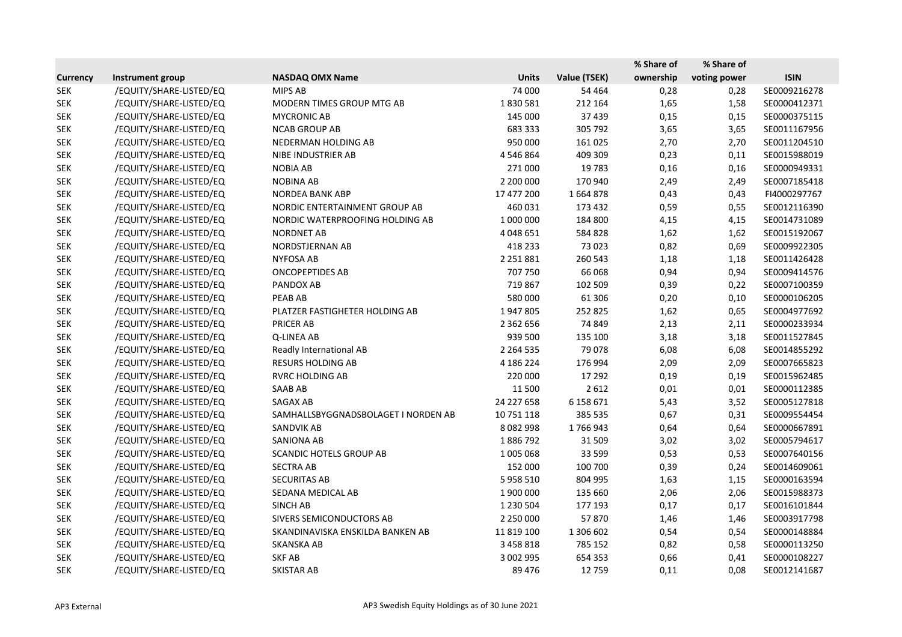| Currency | Instrument group | NASDAQ OMX Name | Units | Value (TSEK) | % Share of ownership | % Share of voting power | ISIN |
|---|---|---|---|---|---|---|---|
| SEK | /EQUITY/SHARE-LISTED/EQ | MIPS AB | 74 000 | 54 464 | 0,28 | 0,28 | SE0009216278 |
| SEK | /EQUITY/SHARE-LISTED/EQ | MODERN TIMES GROUP MTG AB | 1 830 581 | 212 164 | 1,65 | 1,58 | SE0000412371 |
| SEK | /EQUITY/SHARE-LISTED/EQ | MYCRONIC AB | 145 000 | 37 439 | 0,15 | 0,15 | SE0000375115 |
| SEK | /EQUITY/SHARE-LISTED/EQ | NCAB GROUP AB | 683 333 | 305 792 | 3,65 | 3,65 | SE0011167956 |
| SEK | /EQUITY/SHARE-LISTED/EQ | NEDERMAN HOLDING AB | 950 000 | 161 025 | 2,70 | 2,70 | SE0011204510 |
| SEK | /EQUITY/SHARE-LISTED/EQ | NIBE INDUSTRIER AB | 4 546 864 | 409 309 | 0,23 | 0,11 | SE0015988019 |
| SEK | /EQUITY/SHARE-LISTED/EQ | NOBIA AB | 271 000 | 19 783 | 0,16 | 0,16 | SE0000949331 |
| SEK | /EQUITY/SHARE-LISTED/EQ | NOBINA AB | 2 200 000 | 170 940 | 2,49 | 2,49 | SE0007185418 |
| SEK | /EQUITY/SHARE-LISTED/EQ | NORDEA BANK ABP | 17 477 200 | 1 664 878 | 0,43 | 0,43 | FI4000297767 |
| SEK | /EQUITY/SHARE-LISTED/EQ | NORDIC ENTERTAINMENT GROUP AB | 460 031 | 173 432 | 0,59 | 0,55 | SE0012116390 |
| SEK | /EQUITY/SHARE-LISTED/EQ | NORDIC WATERPROOFING HOLDING AB | 1 000 000 | 184 800 | 4,15 | 4,15 | SE0014731089 |
| SEK | /EQUITY/SHARE-LISTED/EQ | NORDNET AB | 4 048 651 | 584 828 | 1,62 | 1,62 | SE0015192067 |
| SEK | /EQUITY/SHARE-LISTED/EQ | NORDSTJERNAN AB | 418 233 | 73 023 | 0,82 | 0,69 | SE0009922305 |
| SEK | /EQUITY/SHARE-LISTED/EQ | NYFOSA AB | 2 251 881 | 260 543 | 1,18 | 1,18 | SE0011426428 |
| SEK | /EQUITY/SHARE-LISTED/EQ | ONCOPEPTIDES AB | 707 750 | 66 068 | 0,94 | 0,94 | SE0009414576 |
| SEK | /EQUITY/SHARE-LISTED/EQ | PANDOX AB | 719 867 | 102 509 | 0,39 | 0,22 | SE0007100359 |
| SEK | /EQUITY/SHARE-LISTED/EQ | PEAB AB | 580 000 | 61 306 | 0,20 | 0,10 | SE0000106205 |
| SEK | /EQUITY/SHARE-LISTED/EQ | PLATZER FASTIGHETER HOLDING AB | 1 947 805 | 252 825 | 1,62 | 0,65 | SE0004977692 |
| SEK | /EQUITY/SHARE-LISTED/EQ | PRICER AB | 2 362 656 | 74 849 | 2,13 | 2,11 | SE0000233934 |
| SEK | /EQUITY/SHARE-LISTED/EQ | Q-LINEA AB | 939 500 | 135 100 | 3,18 | 3,18 | SE0011527845 |
| SEK | /EQUITY/SHARE-LISTED/EQ | Readly International AB | 2 264 535 | 79 078 | 6,08 | 6,08 | SE0014855292 |
| SEK | /EQUITY/SHARE-LISTED/EQ | RESURS HOLDING AB | 4 186 224 | 176 994 | 2,09 | 2,09 | SE0007665823 |
| SEK | /EQUITY/SHARE-LISTED/EQ | RVRC HOLDING AB | 220 000 | 17 292 | 0,19 | 0,19 | SE0015962485 |
| SEK | /EQUITY/SHARE-LISTED/EQ | SAAB AB | 11 500 | 2 612 | 0,01 | 0,01 | SE0000112385 |
| SEK | /EQUITY/SHARE-LISTED/EQ | SAGAX AB | 24 227 658 | 6 158 671 | 5,43 | 3,52 | SE0005127818 |
| SEK | /EQUITY/SHARE-LISTED/EQ | SAMHALLSBYGGNADSBOLAGET I NORDEN AB | 10 751 118 | 385 535 | 0,67 | 0,31 | SE0009554454 |
| SEK | /EQUITY/SHARE-LISTED/EQ | SANDVIK AB | 8 082 998 | 1 766 943 | 0,64 | 0,64 | SE0000667891 |
| SEK | /EQUITY/SHARE-LISTED/EQ | SANIONA AB | 1 886 792 | 31 509 | 3,02 | 3,02 | SE0005794617 |
| SEK | /EQUITY/SHARE-LISTED/EQ | SCANDIC HOTELS GROUP AB | 1 005 068 | 33 599 | 0,53 | 0,53 | SE0007640156 |
| SEK | /EQUITY/SHARE-LISTED/EQ | SECTRA AB | 152 000 | 100 700 | 0,39 | 0,24 | SE0014609061 |
| SEK | /EQUITY/SHARE-LISTED/EQ | SECURITAS AB | 5 958 510 | 804 995 | 1,63 | 1,15 | SE0000163594 |
| SEK | /EQUITY/SHARE-LISTED/EQ | SEDANA MEDICAL AB | 1 900 000 | 135 660 | 2,06 | 2,06 | SE0015988373 |
| SEK | /EQUITY/SHARE-LISTED/EQ | SINCH AB | 1 230 504 | 177 193 | 0,17 | 0,17 | SE0016101844 |
| SEK | /EQUITY/SHARE-LISTED/EQ | SIVERS SEMICONDUCTORS AB | 2 250 000 | 57 870 | 1,46 | 1,46 | SE0003917798 |
| SEK | /EQUITY/SHARE-LISTED/EQ | SKANDINAVISKA ENSKILDA BANKEN AB | 11 819 100 | 1 306 602 | 0,54 | 0,54 | SE0000148884 |
| SEK | /EQUITY/SHARE-LISTED/EQ | SKANSKA AB | 3 458 818 | 785 152 | 0,82 | 0,58 | SE0000113250 |
| SEK | /EQUITY/SHARE-LISTED/EQ | SKF AB | 3 002 995 | 654 353 | 0,66 | 0,41 | SE0000108227 |
| SEK | /EQUITY/SHARE-LISTED/EQ | SKISTAR AB | 89 476 | 12 759 | 0,11 | 0,08 | SE0012141687 |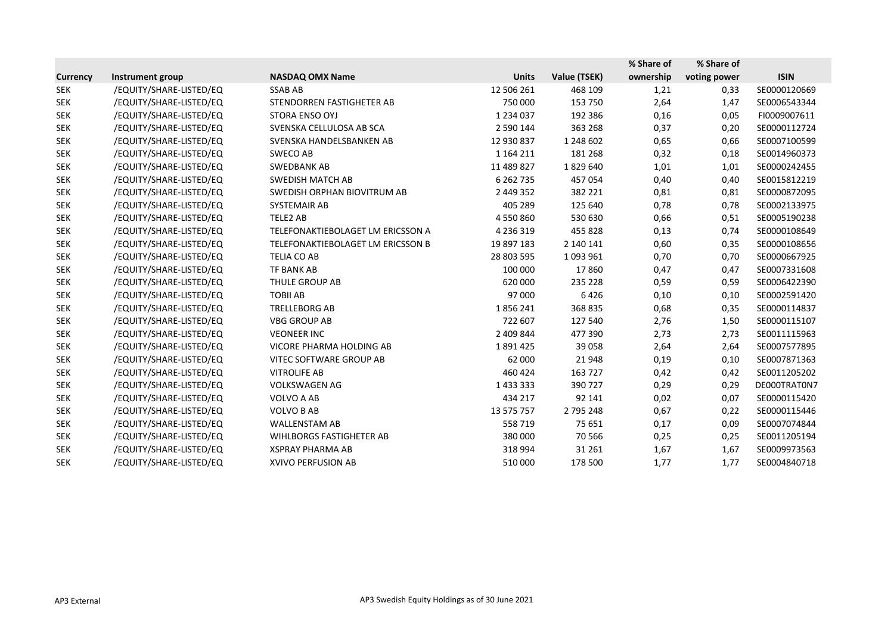| Currency | Instrument group | NASDAQ OMX Name | Units | Value (TSEK) | % Share of ownership | % Share of voting power | ISIN |
|---|---|---|---|---|---|---|---|
| SEK | /EQUITY/SHARE-LISTED/EQ | SSAB AB | 12 506 261 | 468 109 | 1,21 | 0,33 | SE0000120669 |
| SEK | /EQUITY/SHARE-LISTED/EQ | STENDORREN FASTIGHETER AB | 750 000 | 153 750 | 2,64 | 1,47 | SE0006543344 |
| SEK | /EQUITY/SHARE-LISTED/EQ | STORA ENSO OYJ | 1 234 037 | 192 386 | 0,16 | 0,05 | FI0009007611 |
| SEK | /EQUITY/SHARE-LISTED/EQ | SVENSKA CELLULOSA AB SCA | 2 590 144 | 363 268 | 0,37 | 0,20 | SE0000112724 |
| SEK | /EQUITY/SHARE-LISTED/EQ | SVENSKA HANDELSBANKEN AB | 12 930 837 | 1 248 602 | 0,65 | 0,66 | SE0007100599 |
| SEK | /EQUITY/SHARE-LISTED/EQ | SWECO AB | 1 164 211 | 181 268 | 0,32 | 0,18 | SE0014960373 |
| SEK | /EQUITY/SHARE-LISTED/EQ | SWEDBANK AB | 11 489 827 | 1 829 640 | 1,01 | 1,01 | SE0000242455 |
| SEK | /EQUITY/SHARE-LISTED/EQ | SWEDISH MATCH AB | 6 262 735 | 457 054 | 0,40 | 0,40 | SE0015812219 |
| SEK | /EQUITY/SHARE-LISTED/EQ | SWEDISH ORPHAN BIOVITRUM AB | 2 449 352 | 382 221 | 0,81 | 0,81 | SE0000872095 |
| SEK | /EQUITY/SHARE-LISTED/EQ | SYSTEMAIR AB | 405 289 | 125 640 | 0,78 | 0,78 | SE0002133975 |
| SEK | /EQUITY/SHARE-LISTED/EQ | TELE2 AB | 4 550 860 | 530 630 | 0,66 | 0,51 | SE0005190238 |
| SEK | /EQUITY/SHARE-LISTED/EQ | TELEFONAKTIEBOLAGET LM ERICSSON A | 4 236 319 | 455 828 | 0,13 | 0,74 | SE0000108649 |
| SEK | /EQUITY/SHARE-LISTED/EQ | TELEFONAKTIEBOLAGET LM ERICSSON B | 19 897 183 | 2 140 141 | 0,60 | 0,35 | SE0000108656 |
| SEK | /EQUITY/SHARE-LISTED/EQ | TELIA CO AB | 28 803 595 | 1 093 961 | 0,70 | 0,70 | SE0000667925 |
| SEK | /EQUITY/SHARE-LISTED/EQ | TF BANK AB | 100 000 | 17 860 | 0,47 | 0,47 | SE0007331608 |
| SEK | /EQUITY/SHARE-LISTED/EQ | THULE GROUP AB | 620 000 | 235 228 | 0,59 | 0,59 | SE0006422390 |
| SEK | /EQUITY/SHARE-LISTED/EQ | TOBII AB | 97 000 | 6 426 | 0,10 | 0,10 | SE0002591420 |
| SEK | /EQUITY/SHARE-LISTED/EQ | TRELLEBORG AB | 1 856 241 | 368 835 | 0,68 | 0,35 | SE0000114837 |
| SEK | /EQUITY/SHARE-LISTED/EQ | VBG GROUP AB | 722 607 | 127 540 | 2,76 | 1,50 | SE0000115107 |
| SEK | /EQUITY/SHARE-LISTED/EQ | VEONEER INC | 2 409 844 | 477 390 | 2,73 | 2,73 | SE0011115963 |
| SEK | /EQUITY/SHARE-LISTED/EQ | VICORE PHARMA HOLDING AB | 1 891 425 | 39 058 | 2,64 | 2,64 | SE0007577895 |
| SEK | /EQUITY/SHARE-LISTED/EQ | VITEC SOFTWARE GROUP AB | 62 000 | 21 948 | 0,19 | 0,10 | SE0007871363 |
| SEK | /EQUITY/SHARE-LISTED/EQ | VITROLIFE AB | 460 424 | 163 727 | 0,42 | 0,42 | SE0011205202 |
| SEK | /EQUITY/SHARE-LISTED/EQ | VOLKSWAGEN AG | 1 433 333 | 390 727 | 0,29 | 0,29 | DE000TRAT0N7 |
| SEK | /EQUITY/SHARE-LISTED/EQ | VOLVO A AB | 434 217 | 92 141 | 0,02 | 0,07 | SE0000115420 |
| SEK | /EQUITY/SHARE-LISTED/EQ | VOLVO B AB | 13 575 757 | 2 795 248 | 0,67 | 0,22 | SE0000115446 |
| SEK | /EQUITY/SHARE-LISTED/EQ | WALLENSTAM AB | 558 719 | 75 651 | 0,17 | 0,09 | SE0007074844 |
| SEK | /EQUITY/SHARE-LISTED/EQ | WIHLBORGS FASTIGHETER AB | 380 000 | 70 566 | 0,25 | 0,25 | SE0011205194 |
| SEK | /EQUITY/SHARE-LISTED/EQ | XSPRAY PHARMA AB | 318 994 | 31 261 | 1,67 | 1,67 | SE0009973563 |
| SEK | /EQUITY/SHARE-LISTED/EQ | XVIVO PERFUSION AB | 510 000 | 178 500 | 1,77 | 1,77 | SE0004840718 |